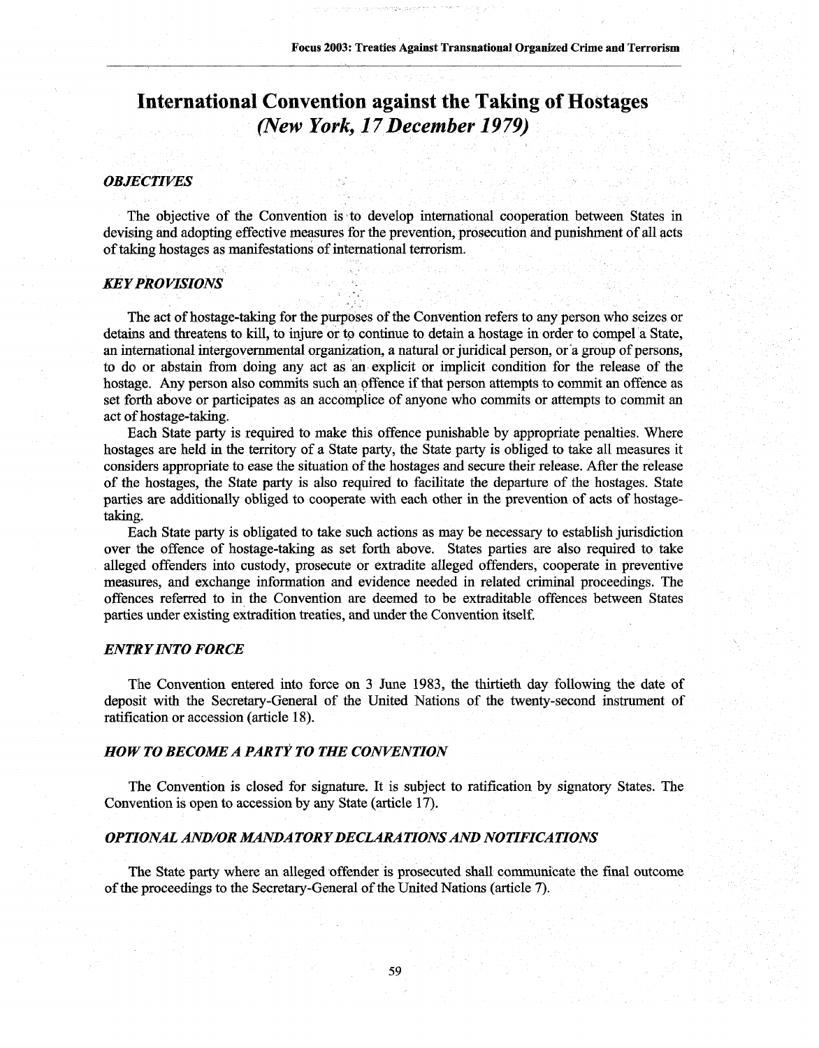# International Convention against the Taking of Hostages
## *(New York, 17 December 1979)*

### *OBJECTIVES*

The objective of the Convention is to develop international cooperation between States in devising and adopting effective measures for the prevention, prosecution and punishment of all acts of taking hostages as manifestations of international terrorism.

### *KEY PROVISIONS*

The act of hostage-taking for the purposes of the Convention refers to any person who seizes or detains and threatens to kill, to injure or to continue to detain a hostage in order to compel a State, an international intergovernmental organization, a natural or juridical person, or a group of persons, to do or abstain from doing any act as an explicit or implicit condition for the release of the hostage. Any person also commits such an offence if that person attempts to commit an offence as set forth above or participates as an accomplice of anyone who commits or attempts to commit an act of hostage-taking.

Each State party is required to make this offence punishable by appropriate penalties. Where hostages are held in the territory of a State party, the State party is obliged to take all measures it considers appropriate to ease the situation of the hostages and secure their release. After the release of the hostages, the State party is also required to facilitate the departure of the hostages. State parties are additionally obliged to cooperate with each other in the prevention of acts of hostage-taking.

Each State party is obligated to take such actions as may be necessary to establish jurisdiction over the offence of hostage-taking as set forth above. States parties are also required to take alleged offenders into custody, prosecute or extradite alleged offenders, cooperate in preventive measures, and exchange information and evidence needed in related criminal proceedings. The offences referred to in the Convention are deemed to be extraditable offences between States parties under existing extradition treaties, and under the Convention itself.

### *ENTRY INTO FORCE*

The Convention entered into force on 3 June 1983, the thirtieth day following the date of deposit with the Secretary-General of the United Nations of the twenty-second instrument of ratification or accession (article 18).

### *HOW TO BECOME A PARTY TO THE CONVENTION*

The Convention is closed for signature. It is subject to ratification by signatory States. The Convention is open to accession by any State (article 17).

### *OPTIONAL AND/OR MANDATORY DECLARATIONS AND NOTIFICATIONS*

The State party where an alleged offender is prosecuted shall communicate the final outcome of the proceedings to the Secretary-General of the United Nations (article 7).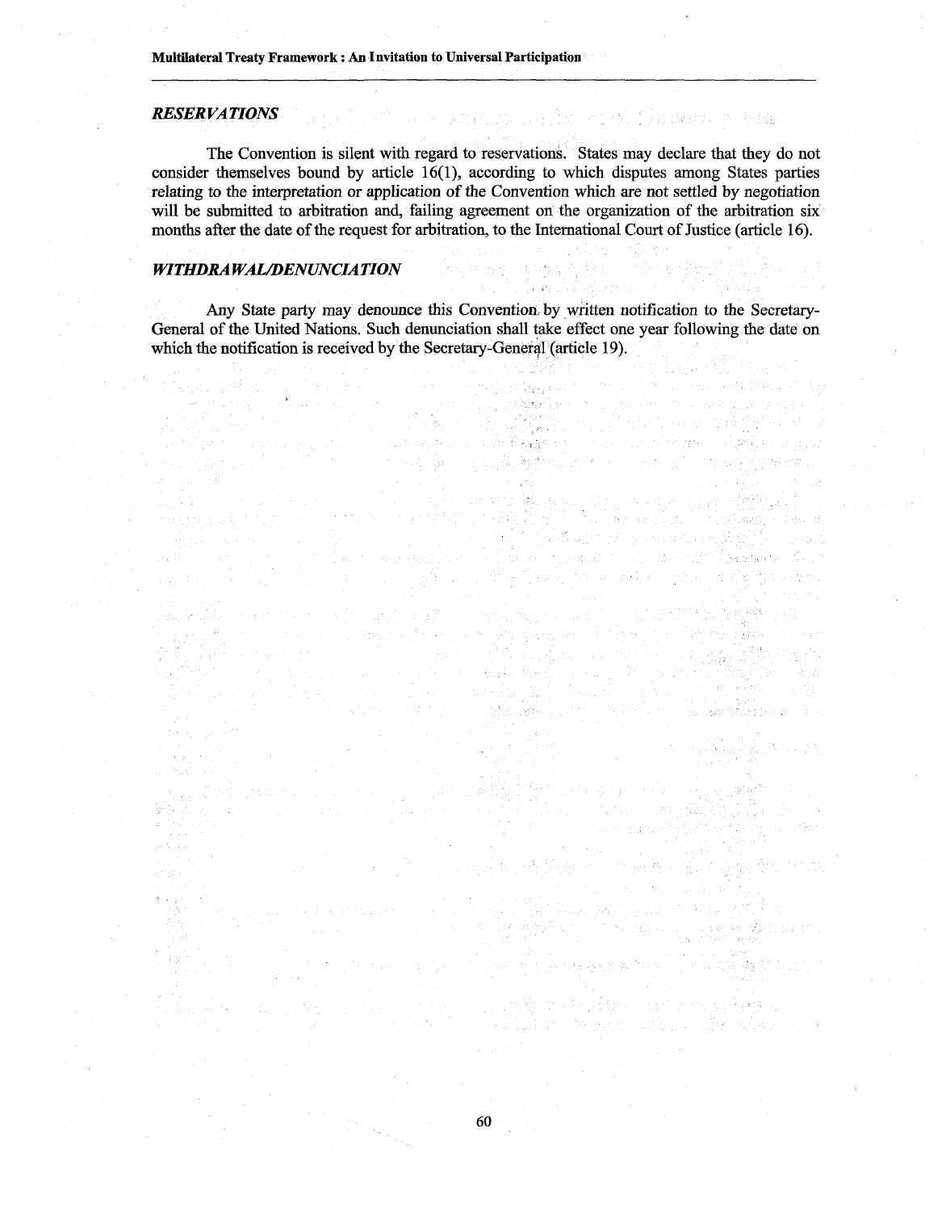### *RESERVATIONS*

The Convention is silent with regard to reservations. States may declare that they do not consider themselves bound by article 16(1), according to which disputes among States parties relating to the interpretation or application of the Convention which are not settled by negotiation will be submitted to arbitration and, failing agreement on the organization of the arbitration six months after the date of the request for arbitration, to the International Court of Justice (article 16).

### *WITHDRAWAL/DENUNCIATION*

Any State party may denounce this Convention by written notification to the Secretary-General of the United Nations. Such denunciation shall take effect one year following the date on which the notification is received by the Secretary-General (article 19).